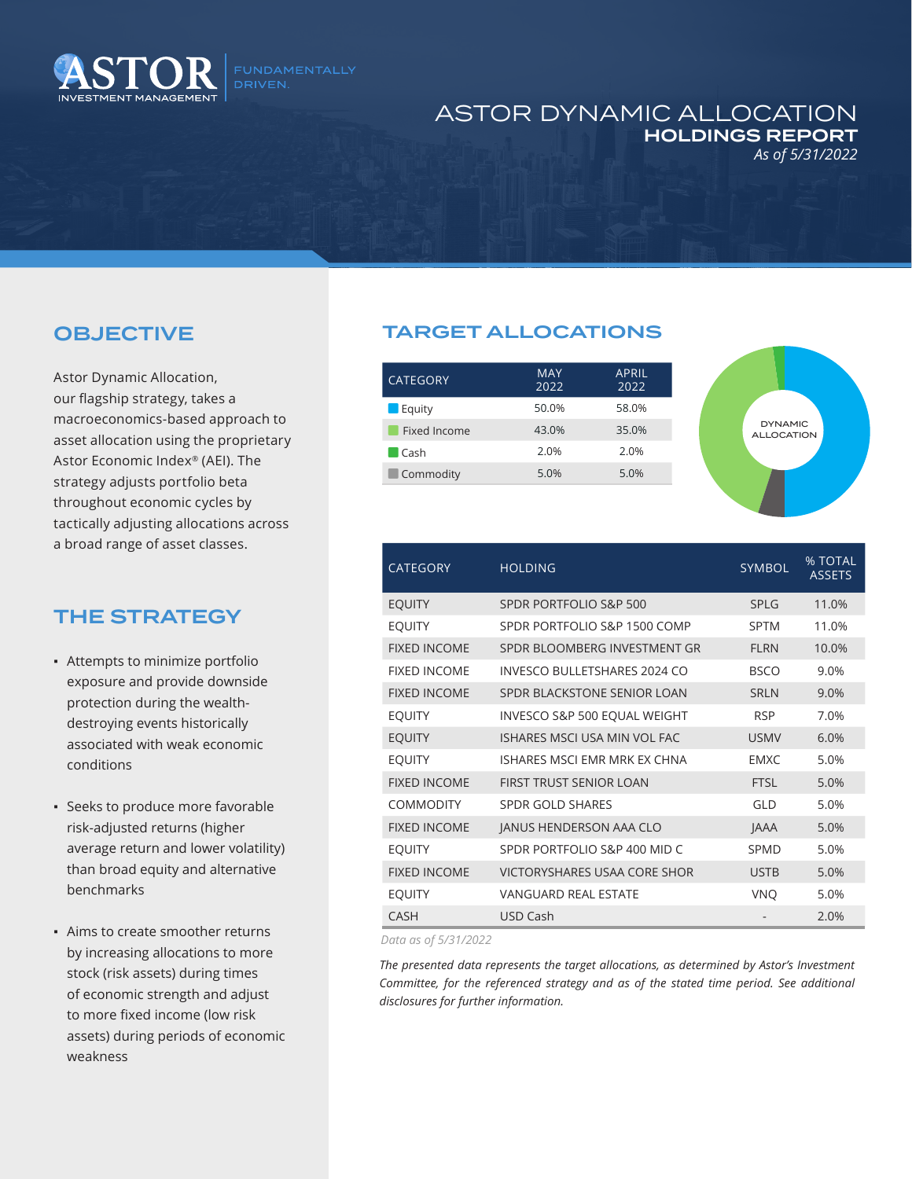ASTOR INVESTMENT MANAGEMENT | FUNDAMENTALLY DRIVEN.

# ASTOR DYNAMIC ALLOCATION
## HOLDINGS REPORT
*As of 5/31/2022*

## OBJECTIVE

Astor Dynamic Allocation, our flagship strategy, takes a macroeconomics-based approach to asset allocation using the proprietary Astor Economic Index® (AEI). The strategy adjusts portfolio beta throughout economic cycles by tactically adjusting allocations across a broad range of asset classes.

## THE STRATEGY

- Attempts to minimize portfolio exposure and provide downside protection during the wealth-destroying events historically associated with weak economic conditions
- Seeks to produce more favorable risk-adjusted returns (higher average return and lower volatility) than broad equity and alternative benchmarks
- Aims to create smoother returns by increasing allocations to more stock (risk assets) during times of economic strength and adjust to more fixed income (low risk assets) during periods of economic weakness

## TARGET ALLOCATIONS

| CATEGORY | MAY 2022 | APRIL 2022 |
|---|---|---|
| Equity | 50.0% | 58.0% |
| Fixed Income | 43.0% | 35.0% |
| Cash | 2.0% | 2.0% |
| Commodity | 5.0% | 5.0% |

DYNAMIC ALLOCATION

| CATEGORY | HOLDING | SYMBOL | % TOTAL ASSETS |
|---|---|---|---|
| EQUITY | SPDR PORTFOLIO S&P 500 | SPLG | 11.0% |
| EQUITY | SPDR PORTFOLIO S&P 1500 COMP | SPTM | 11.0% |
| FIXED INCOME | SPDR BLOOMBERG INVESTMENT GR | FLRN | 10.0% |
| FIXED INCOME | INVESCO BULLETSHARES 2024 CO | BSCO | 9.0% |
| FIXED INCOME | SPDR BLACKSTONE SENIOR LOAN | SRLN | 9.0% |
| EQUITY | INVESCO S&P 500 EQUAL WEIGHT | RSP | 7.0% |
| EQUITY | ISHARES MSCI USA MIN VOL FAC | USMV | 6.0% |
| EQUITY | ISHARES MSCI EMR MRK EX CHNA | EMXC | 5.0% |
| FIXED INCOME | FIRST TRUST SENIOR LOAN | FTSL | 5.0% |
| COMMODITY | SPDR GOLD SHARES | GLD | 5.0% |
| FIXED INCOME | JANUS HENDERSON AAA CLO | JAAA | 5.0% |
| EQUITY | SPDR PORTFOLIO S&P 400 MID C | SPMD | 5.0% |
| FIXED INCOME | VICTORYSHARES USAA CORE SHOR | USTB | 5.0% |
| EQUITY | VANGUARD REAL ESTATE | VNQ | 5.0% |
| CASH | USD Cash | - | 2.0% |

*Data as of 5/31/2022*

*The presented data represents the target allocations, as determined by Astor's Investment Committee, for the referenced strategy and as of the stated time period. See additional disclosures for further information.*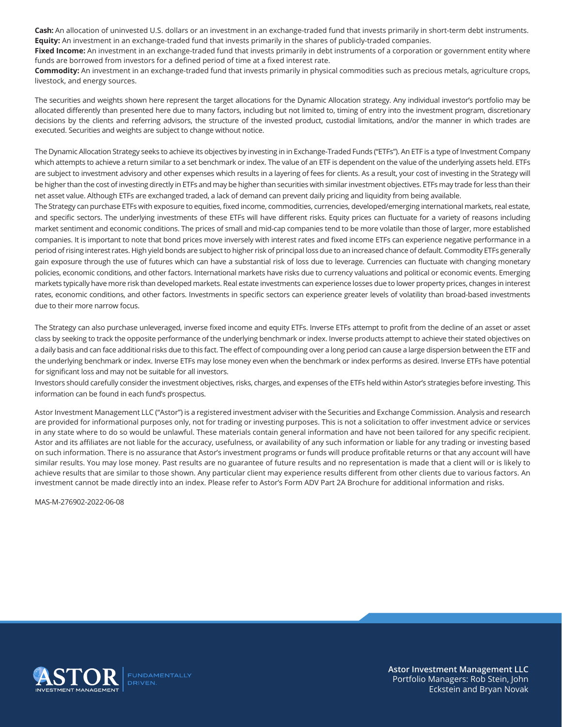**Cash:** An allocation of uninvested U.S. dollars or an investment in an exchange-traded fund that invests primarily in short-term debt instruments.
**Equity:** An investment in an exchange-traded fund that invests primarily in the shares of publicly-traded companies.
**Fixed Income:** An investment in an exchange-traded fund that invests primarily in debt instruments of a corporation or government entity where funds are borrowed from investors for a defined period of time at a fixed interest rate.
**Commodity:** An investment in an exchange-traded fund that invests primarily in physical commodities such as precious metals, agriculture crops, livestock, and energy sources.

The securities and weights shown here represent the target allocations for the Dynamic Allocation strategy. Any individual investor's portfolio may be allocated differently than presented here due to many factors, including but not limited to, timing of entry into the investment program, discretionary decisions by the clients and referring advisors, the structure of the invested product, custodial limitations, and/or the manner in which trades are executed. Securities and weights are subject to change without notice.

The Dynamic Allocation Strategy seeks to achieve its objectives by investing in in Exchange-Traded Funds ("ETFs"). An ETF is a type of Investment Company which attempts to achieve a return similar to a set benchmark or index. The value of an ETF is dependent on the value of the underlying assets held. ETFs are subject to investment advisory and other expenses which results in a layering of fees for clients. As a result, your cost of investing in the Strategy will be higher than the cost of investing directly in ETFs and may be higher than securities with similar investment objectives. ETFs may trade for less than their net asset value. Although ETFs are exchanged traded, a lack of demand can prevent daily pricing and liquidity from being available.
The Strategy can purchase ETFs with exposure to equities, fixed income, commodities, currencies, developed/emerging international markets, real estate, and specific sectors. The underlying investments of these ETFs will have different risks. Equity prices can fluctuate for a variety of reasons including market sentiment and economic conditions. The prices of small and mid-cap companies tend to be more volatile than those of larger, more established companies. It is important to note that bond prices move inversely with interest rates and fixed income ETFs can experience negative performance in a period of rising interest rates. High yield bonds are subject to higher risk of principal loss due to an increased chance of default. Commodity ETFs generally gain exposure through the use of futures which can have a substantial risk of loss due to leverage. Currencies can fluctuate with changing monetary policies, economic conditions, and other factors. International markets have risks due to currency valuations and political or economic events. Emerging markets typically have more risk than developed markets. Real estate investments can experience losses due to lower property prices, changes in interest rates, economic conditions, and other factors. Investments in specific sectors can experience greater levels of volatility than broad-based investments due to their more narrow focus.

The Strategy can also purchase unleveraged, inverse fixed income and equity ETFs. Inverse ETFs attempt to profit from the decline of an asset or asset class by seeking to track the opposite performance of the underlying benchmark or index. Inverse products attempt to achieve their stated objectives on a daily basis and can face additional risks due to this fact. The effect of compounding over a long period can cause a large dispersion between the ETF and the underlying benchmark or index. Inverse ETFs may lose money even when the benchmark or index performs as desired. Inverse ETFs have potential for significant loss and may not be suitable for all investors.
Investors should carefully consider the investment objectives, risks, charges, and expenses of the ETFs held within Astor's strategies before investing. This information can be found in each fund's prospectus.

Astor Investment Management LLC ("Astor") is a registered investment adviser with the Securities and Exchange Commission. Analysis and research are provided for informational purposes only, not for trading or investing purposes. This is not a solicitation to offer investment advice or services in any state where to do so would be unlawful. These materials contain general information and have not been tailored for any specific recipient. Astor and its affiliates are not liable for the accuracy, usefulness, or availability of any such information or liable for any trading or investing based on such information. There is no assurance that Astor's investment programs or funds will produce profitable returns or that any account will have similar results. You may lose money. Past results are no guarantee of future results and no representation is made that a client will or is likely to achieve results that are similar to those shown. Any particular client may experience results different from other clients due to various factors. An investment cannot be made directly into an index. Please refer to Astor's Form ADV Part 2A Brochure for additional information and risks.

MAS-M-276902-2022-06-08

ASTOR INVESTMENT MANAGEMENT | FUNDAMENTALLY DRIVEN.

**Astor Investment Management LLC**
Portfolio Managers: Rob Stein, John Eckstein and Bryan Novak